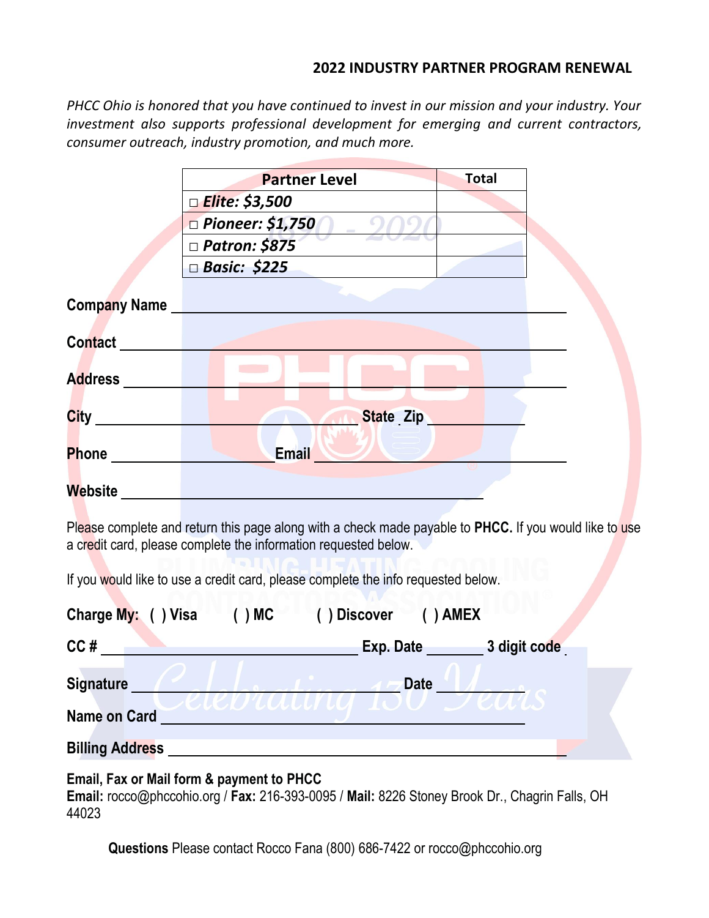## 2022 INDUSTRY PARTNER PROGRAM RENEWAL

*PHCC Ohio is honored that you have continued to invest in our mission and your industry. Your investment also supports professional development for emerging and current contractors, consumer outreach, industry promotion, and much more.*

| Partner Level | Total |
|---|---|
| □ ***Elite: $3,500*** | |
| □ ***Pioneer: $1,750*** | |
| □ ***Patron: $875*** | |
| □ ***Basic: $225*** | |

**Company Name** ______________________________________________

**Contact** ______________________________________________

**Address** ______________________________________________

**City** ______________________________ **State** _ **Zip** ____________

**Phone** ____________________ **Email** ______________________________

**Website** ______________________________________________

Please complete and return this page along with a check made payable to **PHCC.** If you would like to use a credit card, please complete the information requested below.

If you would like to use a credit card, please complete the info requested below.

**Charge My: ( ) Visa ( ) MC ( ) Discover ( ) AMEX**

**CC #** ______________________________ **Exp. Date** ________ **3 digit code** _

**Signature** ______________________________ **Date** ____________

**Name on Card** ______________________________________________

**Billing Address** ______________________________________________

**Email, Fax or Mail form & payment to PHCC**
**Email:** rocco@phccohio.org / **Fax:** 216-393-0095 / **Mail:** 8226 Stoney Brook Dr., Chagrin Falls, OH 44023

**Questions** Please contact Rocco Fana (800) 686-7422 or rocco@phccohio.org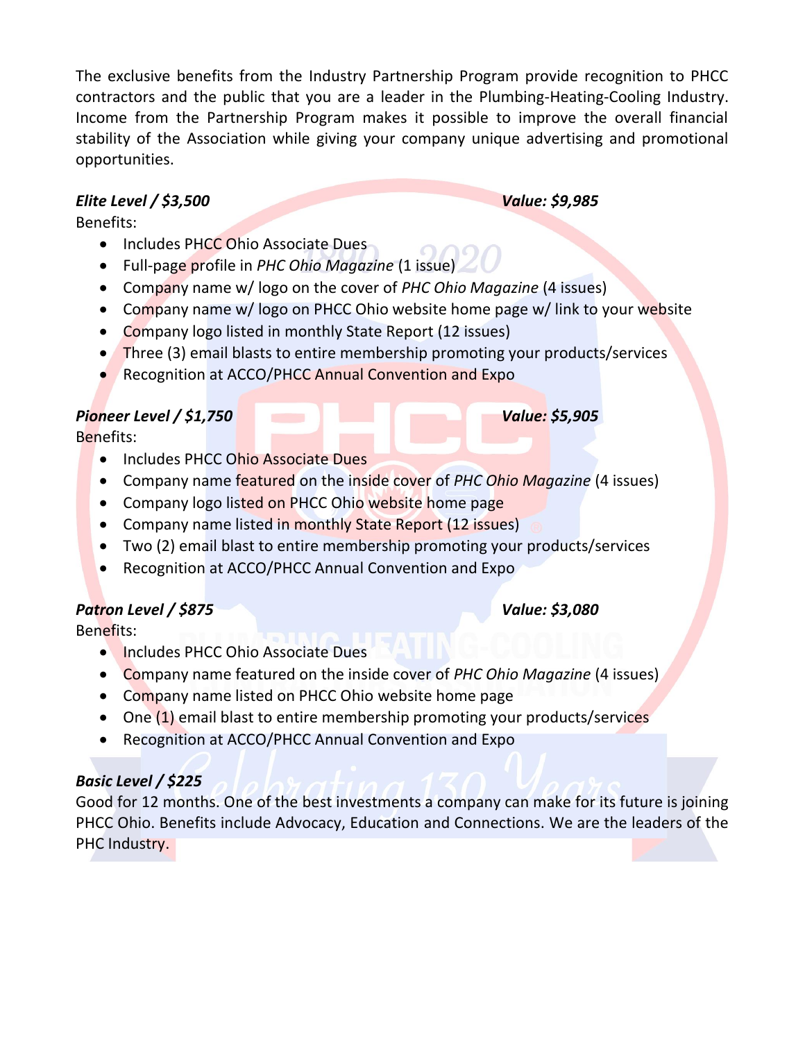The exclusive benefits from the Industry Partnership Program provide recognition to PHCC contractors and the public that you are a leader in the Plumbing-Heating-Cooling Industry. Income from the Partnership Program makes it possible to improve the overall financial stability of the Association while giving your company unique advertising and promotional opportunities.

***Elite Level / $3,500*** ***Value: $9,985***

Benefits:

- Includes PHCC Ohio Associate Dues
- Full-page profile in *PHC Ohio Magazine* (1 issue)
- Company name w/ logo on the cover of *PHC Ohio Magazine* (4 issues)
- Company name w/ logo on PHCC Ohio website home page w/ link to your website
- Company logo listed in monthly State Report (12 issues)
- Three (3) email blasts to entire membership promoting your products/services
- Recognition at ACCO/PHCC Annual Convention and Expo

***Pioneer Level / $1,750*** ***Value: $5,905***

Benefits:

- Includes PHCC Ohio Associate Dues
- Company name featured on the inside cover of *PHC Ohio Magazine* (4 issues)
- Company logo listed on PHCC Ohio website home page
- Company name listed in monthly State Report (12 issues)
- Two (2) email blast to entire membership promoting your products/services
- Recognition at ACCO/PHCC Annual Convention and Expo

***Patron Level / $875*** ***Value: $3,080***

Benefits:

- Includes PHCC Ohio Associate Dues
- Company name featured on the inside cover of *PHC Ohio Magazine* (4 issues)
- Company name listed on PHCC Ohio website home page
- One (1) email blast to entire membership promoting your products/services
- Recognition at ACCO/PHCC Annual Convention and Expo

***Basic Level / $225***

Good for 12 months. One of the best investments a company can make for its future is joining PHCC Ohio. Benefits include Advocacy, Education and Connections. We are the leaders of the PHC Industry.